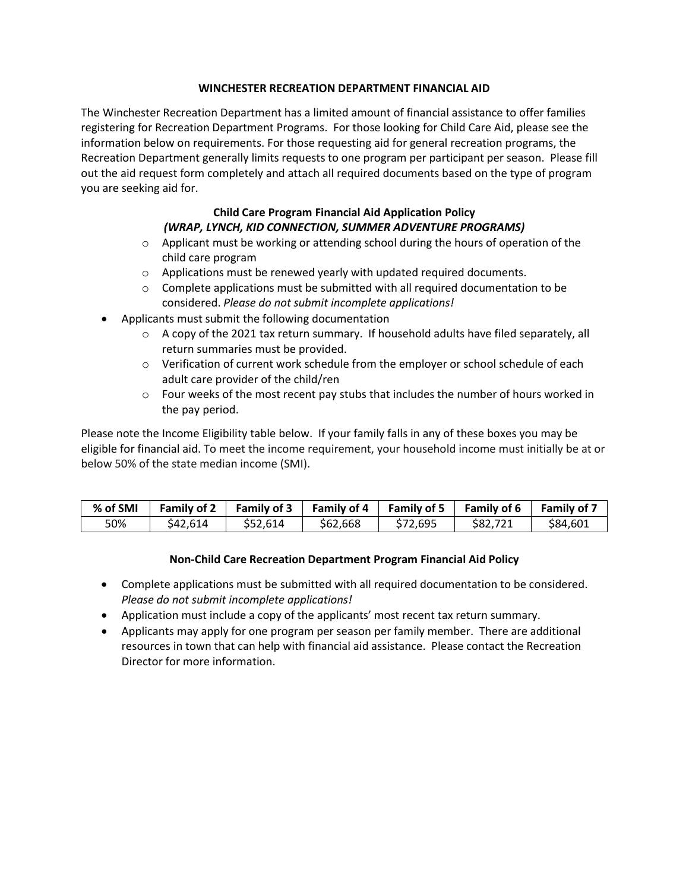# WINCHESTER RECREATION DEPARTMENT FINANCIAL AID

The Winchester Recreation Department has a limited amount of financial assistance to offer families registering for Recreation Department Programs. For those looking for Child Care Aid, please see the information below on requirements. For those requesting aid for general recreation programs, the Recreation Department generally limits requests to one program per participant per season. Please fill out the aid request form completely and attach all required documents based on the type of program you are seeking aid for.

## Child Care Program Financial Aid Application Policy
### *(WRAP, LYNCH, KID CONNECTION, SUMMER ADVENTURE PROGRAMS)*

- Applicant must be working or attending school during the hours of operation of the child care program
- Applications must be renewed yearly with updated required documents.
- Complete applications must be submitted with all required documentation to be considered. *Please do not submit incomplete applications!*

- Applicants must submit the following documentation
  - A copy of the 2021 tax return summary. If household adults have filed separately, all return summaries must be provided.
  - Verification of current work schedule from the employer or school schedule of each adult care provider of the child/ren
  - Four weeks of the most recent pay stubs that includes the number of hours worked in the pay period.

Please note the Income Eligibility table below. If your family falls in any of these boxes you may be eligible for financial aid. To meet the income requirement, your household income must initially be at or below 50% of the state median income (SMI).

| % of SMI | Family of 2 | Family of 3 | Family of 4 | Family of 5 | Family of 6 | Family of 7 |
|---|---|---|---|---|---|---|
| 50% | $42,614 | $52,614 | $62,668 | $72,695 | $82,721 | $84,601 |

## Non-Child Care Recreation Department Program Financial Aid Policy

- Complete applications must be submitted with all required documentation to be considered. *Please do not submit incomplete applications!*
- Application must include a copy of the applicants' most recent tax return summary.
- Applicants may apply for one program per season per family member. There are additional resources in town that can help with financial aid assistance. Please contact the Recreation Director for more information.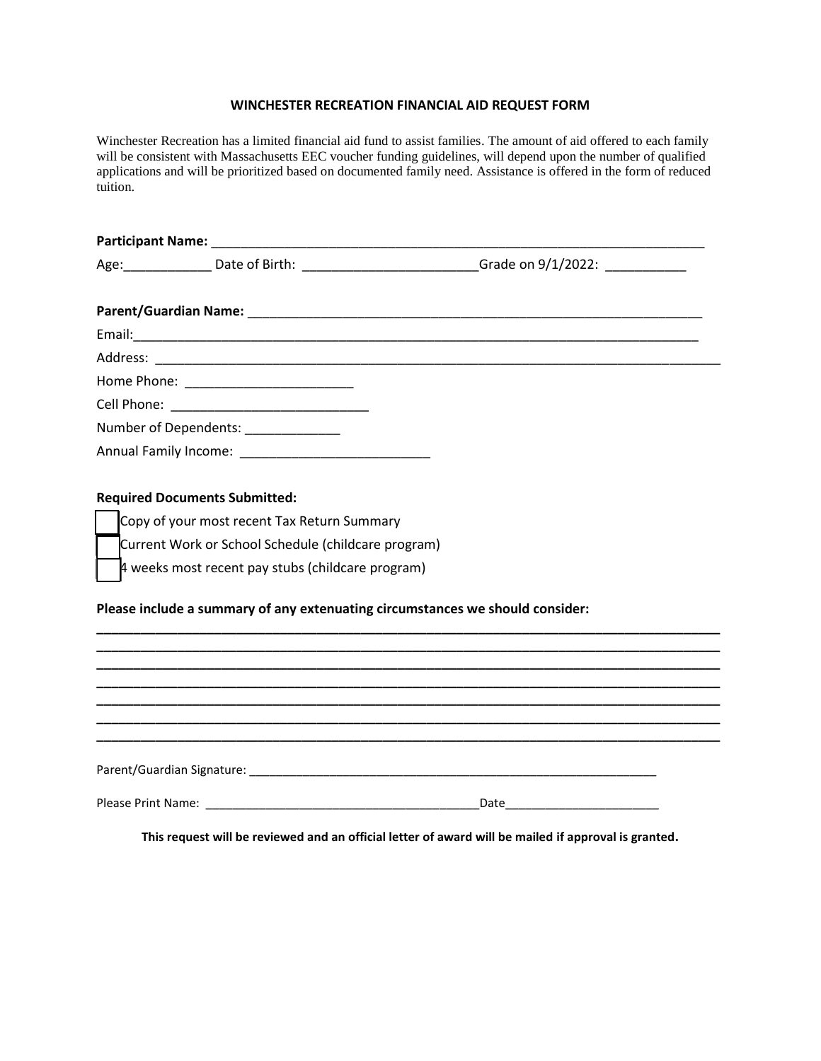**WINCHESTER RECREATION FINANCIAL AID REQUEST FORM**

Winchester Recreation has a limited financial aid fund to assist families. The amount of aid offered to each family will be consistent with Massachusetts EEC voucher funding guidelines, will depend upon the number of qualified applications and will be prioritized based on documented family need. Assistance is offered in the form of reduced tuition.

**Participant Name:** ______________________________________________________________________

Age:____________ Date of Birth: ________________________Grade on 9/1/2022: ___________

**Parent/Guardian Name:** ________________________________________________________________

Email:_________________________________________________________________________________

Address: _______________________________________________________________________________

Home Phone: _______________________

Cell Phone: ___________________________

Number of Dependents: _____________

Annual Family Income: __________________________

**Required Documents Submitted:**

- [ ] Copy of your most recent Tax Return Summary
- [ ] Current Work or School Schedule (childcare program)
- [ ] 4 weeks most recent pay stubs (childcare program)

**Please include a summary of any extenuating circumstances we should consider:**

_______________________________________________________________________________________

_______________________________________________________________________________________

_______________________________________________________________________________________

_______________________________________________________________________________________

_______________________________________________________________________________________

_______________________________________________________________________________________

_______________________________________________________________________________________

Parent/Guardian Signature: ______________________________________________________________

Please Print Name: _________________________________________Date_______________________

**This request will be reviewed and an official letter of award will be mailed if approval is granted.**